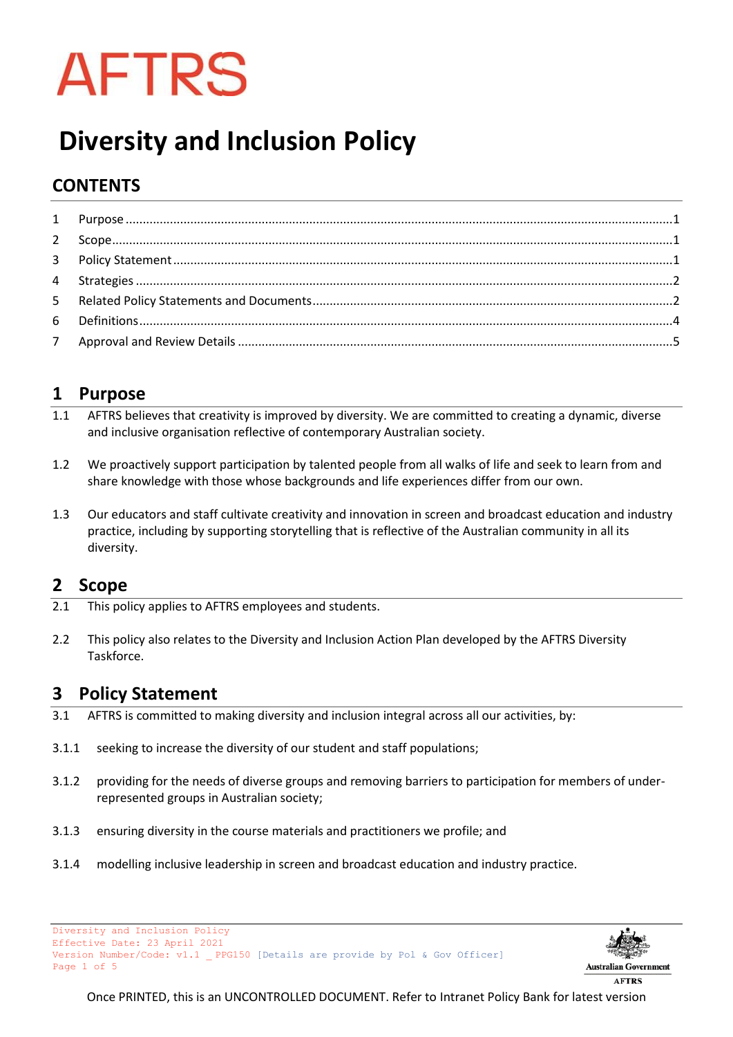AFTRS

# Diversity and Inclusion Policy

## CONTENTS

| | | |
|---|---|---|
| 1 | Purpose | 1 |
| 2 | Scope | 1 |
| 3 | Policy Statement | 1 |
| 4 | Strategies | 2 |
| 5 | Related Policy Statements and Documents | 2 |
| 6 | Definitions | 4 |
| 7 | Approval and Review Details | 5 |

## 1 Purpose

1.1 AFTRS believes that creativity is improved by diversity. We are committed to creating a dynamic, diverse and inclusive organisation reflective of contemporary Australian society.

1.2 We proactively support participation by talented people from all walks of life and seek to learn from and share knowledge with those whose backgrounds and life experiences differ from our own.

1.3 Our educators and staff cultivate creativity and innovation in screen and broadcast education and industry practice, including by supporting storytelling that is reflective of the Australian community in all its diversity.

## 2 Scope

2.1 This policy applies to AFTRS employees and students.

2.2 This policy also relates to the Diversity and Inclusion Action Plan developed by the AFTRS Diversity Taskforce.

## 3 Policy Statement

3.1 AFTRS is committed to making diversity and inclusion integral across all our activities, by:

3.1.1 seeking to increase the diversity of our student and staff populations;

3.1.2 providing for the needs of diverse groups and removing barriers to participation for members of under-represented groups in Australian society;

3.1.3 ensuring diversity in the course materials and practitioners we profile; and

3.1.4 modelling inclusive leadership in screen and broadcast education and industry practice.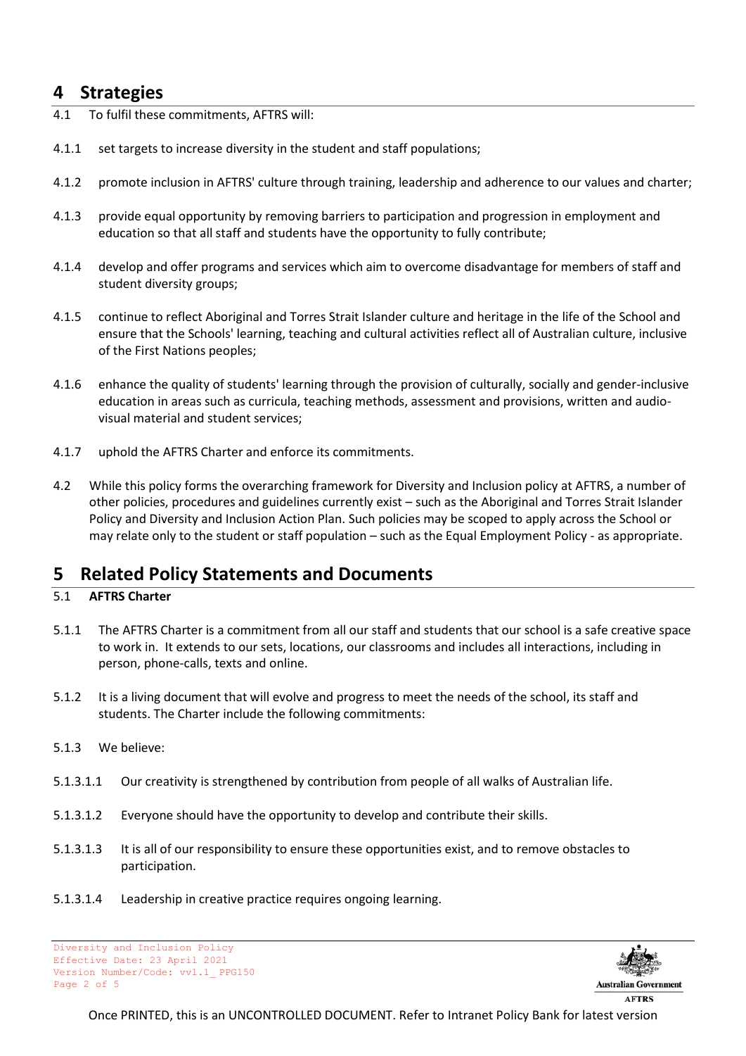## 4 Strategies

4.1 To fulfil these commitments, AFTRS will:

4.1.1 set targets to increase diversity in the student and staff populations;

4.1.2 promote inclusion in AFTRS' culture through training, leadership and adherence to our values and charter;

4.1.3 provide equal opportunity by removing barriers to participation and progression in employment and education so that all staff and students have the opportunity to fully contribute;

4.1.4 develop and offer programs and services which aim to overcome disadvantage for members of staff and student diversity groups;

4.1.5 continue to reflect Aboriginal and Torres Strait Islander culture and heritage in the life of the School and ensure that the Schools' learning, teaching and cultural activities reflect all of Australian culture, inclusive of the First Nations peoples;

4.1.6 enhance the quality of students' learning through the provision of culturally, socially and gender-inclusive education in areas such as curricula, teaching methods, assessment and provisions, written and audio-visual material and student services;

4.1.7 uphold the AFTRS Charter and enforce its commitments.

4.2 While this policy forms the overarching framework for Diversity and Inclusion policy at AFTRS, a number of other policies, procedures and guidelines currently exist – such as the Aboriginal and Torres Strait Islander Policy and Diversity and Inclusion Action Plan. Such policies may be scoped to apply across the School or may relate only to the student or staff population – such as the Equal Employment Policy - as appropriate.

## 5 Related Policy Statements and Documents

5.1 **AFTRS Charter**

5.1.1 The AFTRS Charter is a commitment from all our staff and students that our school is a safe creative space to work in. It extends to our sets, locations, our classrooms and includes all interactions, including in person, phone-calls, texts and online.

5.1.2 It is a living document that will evolve and progress to meet the needs of the school, its staff and students. The Charter include the following commitments:

5.1.3 We believe:

5.1.3.1.1 Our creativity is strengthened by contribution from people of all walks of Australian life.

5.1.3.1.2 Everyone should have the opportunity to develop and contribute their skills.

5.1.3.1.3 It is all of our responsibility to ensure these opportunities exist, and to remove obstacles to participation.

5.1.3.1.4 Leadership in creative practice requires ongoing learning.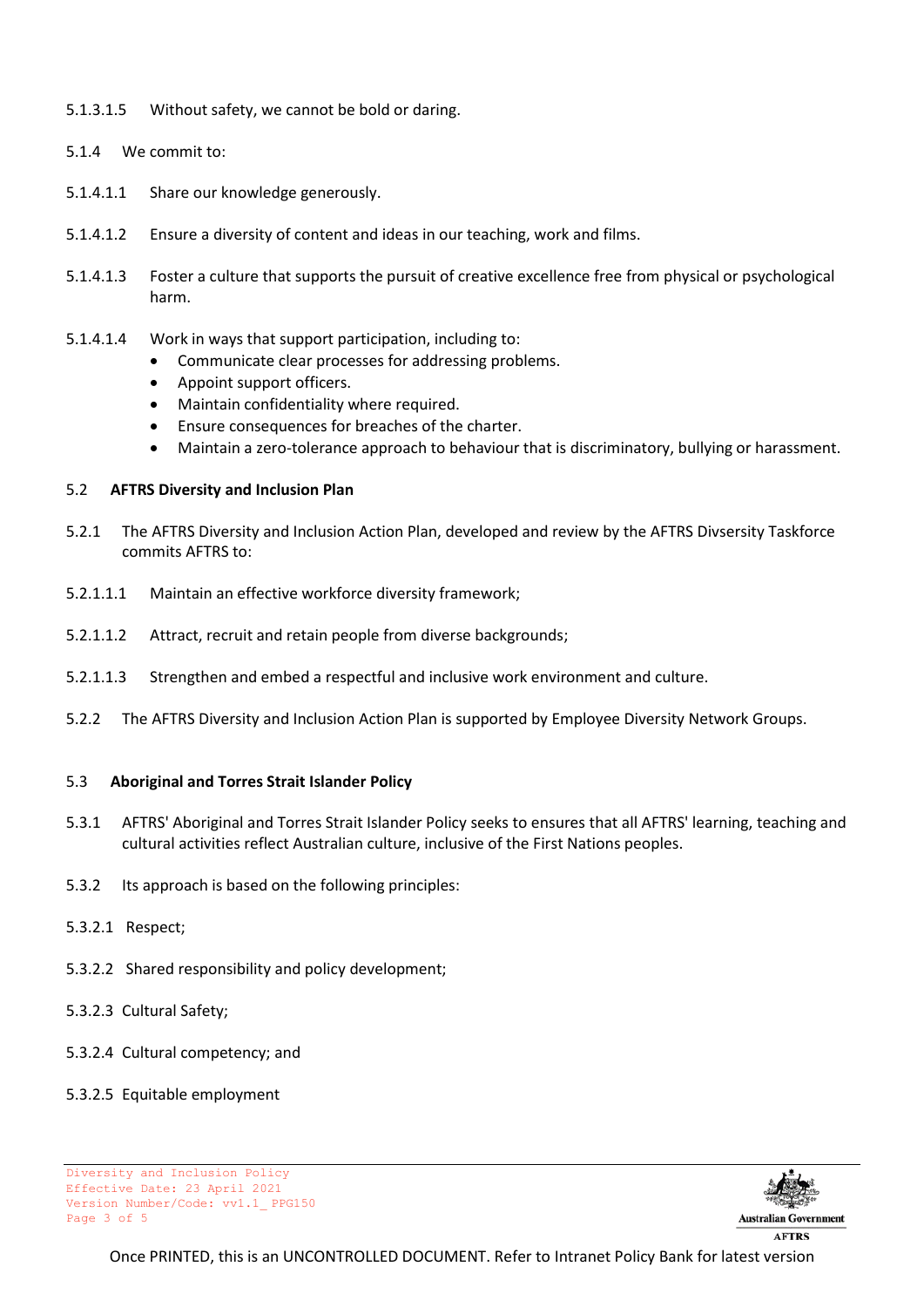5.1.3.1.5 Without safety, we cannot be bold or daring.

5.1.4 We commit to:

5.1.4.1.1 Share our knowledge generously.

5.1.4.1.2 Ensure a diversity of content and ideas in our teaching, work and films.

5.1.4.1.3 Foster a culture that supports the pursuit of creative excellence free from physical or psychological harm.

5.1.4.1.4 Work in ways that support participation, including to:

- Communicate clear processes for addressing problems.
- Appoint support officers.
- Maintain confidentiality where required.
- Ensure consequences for breaches of the charter.
- Maintain a zero-tolerance approach to behaviour that is discriminatory, bullying or harassment.

### 5.2 **AFTRS Diversity and Inclusion Plan**

5.2.1 The AFTRS Diversity and Inclusion Action Plan, developed and review by the AFTRS Divsersity Taskforce commits AFTRS to:

5.2.1.1.1 Maintain an effective workforce diversity framework;

5.2.1.1.2 Attract, recruit and retain people from diverse backgrounds;

5.2.1.1.3 Strengthen and embed a respectful and inclusive work environment and culture.

5.2.2 The AFTRS Diversity and Inclusion Action Plan is supported by Employee Diversity Network Groups.

### 5.3 **Aboriginal and Torres Strait Islander Policy**

5.3.1 AFTRS' Aboriginal and Torres Strait Islander Policy seeks to ensures that all AFTRS' learning, teaching and cultural activities reflect Australian culture, inclusive of the First Nations peoples.

5.3.2 Its approach is based on the following principles:

5.3.2.1 Respect;

5.3.2.2 Shared responsibility and policy development;

5.3.2.3 Cultural Safety;

5.3.2.4 Cultural competency; and

5.3.2.5 Equitable employment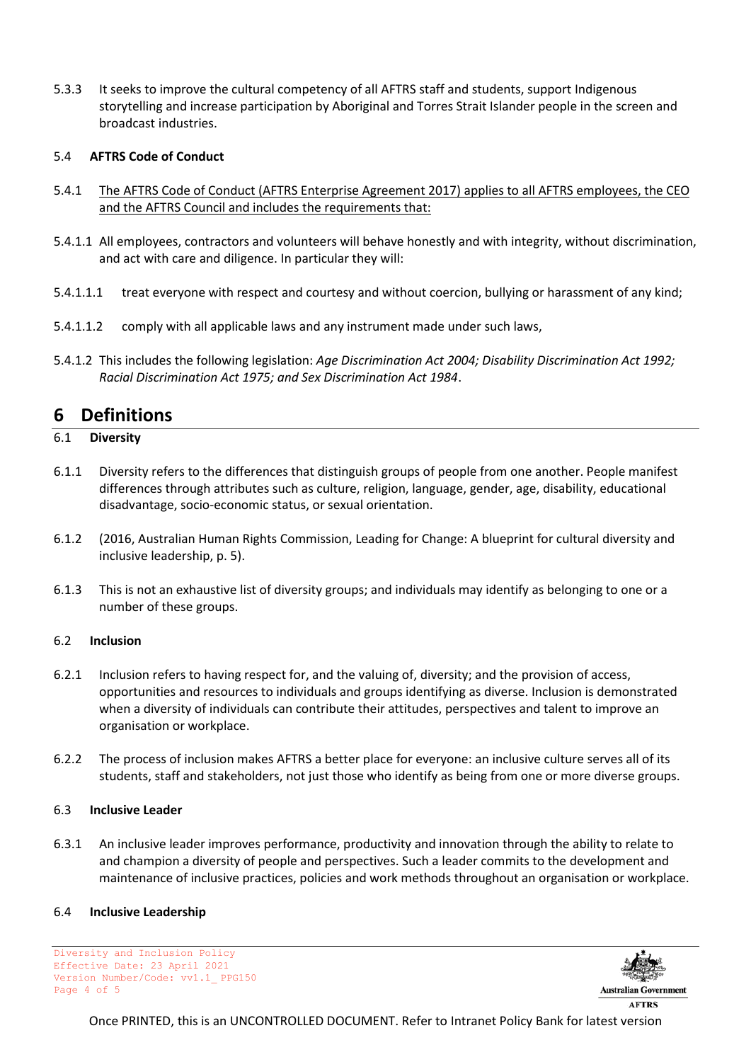5.3.3 It seeks to improve the cultural competency of all AFTRS staff and students, support Indigenous storytelling and increase participation by Aboriginal and Torres Strait Islander people in the screen and broadcast industries.

5.4 **AFTRS Code of Conduct**

5.4.1 <u>The AFTRS Code of Conduct (AFTRS Enterprise Agreement 2017) applies to all AFTRS employees, the CEO and the AFTRS Council and includes the requirements that:</u>

5.4.1.1 All employees, contractors and volunteers will behave honestly and with integrity, without discrimination, and act with care and diligence. In particular they will:

5.4.1.1.1 treat everyone with respect and courtesy and without coercion, bullying or harassment of any kind;

5.4.1.1.2 comply with all applicable laws and any instrument made under such laws,

5.4.1.2 This includes the following legislation: *Age Discrimination Act 2004; Disability Discrimination Act 1992; Racial Discrimination Act 1975; and Sex Discrimination Act 1984*.

# 6 Definitions

6.1 **Diversity**

6.1.1 Diversity refers to the differences that distinguish groups of people from one another. People manifest differences through attributes such as culture, religion, language, gender, age, disability, educational disadvantage, socio-economic status, or sexual orientation.

6.1.2 (2016, Australian Human Rights Commission, Leading for Change: A blueprint for cultural diversity and inclusive leadership, p. 5).

6.1.3 This is not an exhaustive list of diversity groups; and individuals may identify as belonging to one or a number of these groups.

6.2 **Inclusion**

6.2.1 Inclusion refers to having respect for, and the valuing of, diversity; and the provision of access, opportunities and resources to individuals and groups identifying as diverse. Inclusion is demonstrated when a diversity of individuals can contribute their attitudes, perspectives and talent to improve an organisation or workplace.

6.2.2 The process of inclusion makes AFTRS a better place for everyone: an inclusive culture serves all of its students, staff and stakeholders, not just those who identify as being from one or more diverse groups.

6.3 **Inclusive Leader**

6.3.1 An inclusive leader improves performance, productivity and innovation through the ability to relate to and champion a diversity of people and perspectives. Such a leader commits to the development and maintenance of inclusive practices, policies and work methods throughout an organisation or workplace.

6.4 **Inclusive Leadership**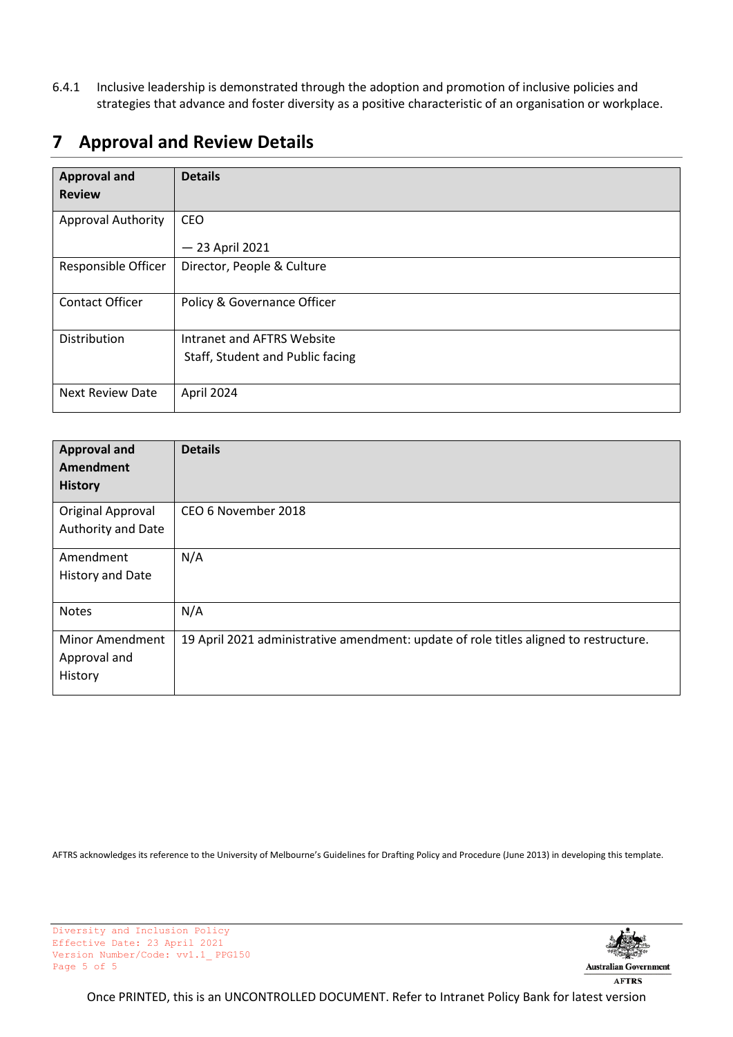6.4.1 Inclusive leadership is demonstrated through the adoption and promotion of inclusive policies and strategies that advance and foster diversity as a positive characteristic of an organisation or workplace.

## 7 Approval and Review Details

| Approval and Review | Details |
|---|---|
| Approval Authority | CEO<br><br>— 23 April 2021 |
| Responsible Officer | Director, People & Culture |
| Contact Officer | Policy & Governance Officer |
| Distribution | Intranet and AFTRS Website<br>Staff, Student and Public facing |
| Next Review Date | April 2024 |

| Approval and Amendment History | Details |
|---|---|
| Original Approval Authority and Date | CEO 6 November 2018 |
| Amendment History and Date | N/A |
| Notes | N/A |
| Minor Amendment Approval and History | 19 April 2021 administrative amendment: update of role titles aligned to restructure. |

AFTRS acknowledges its reference to the University of Melbourne's Guidelines for Drafting Policy and Procedure (June 2013) in developing this template.

Once PRINTED, this is an UNCONTROLLED DOCUMENT. Refer to Intranet Policy Bank for latest version